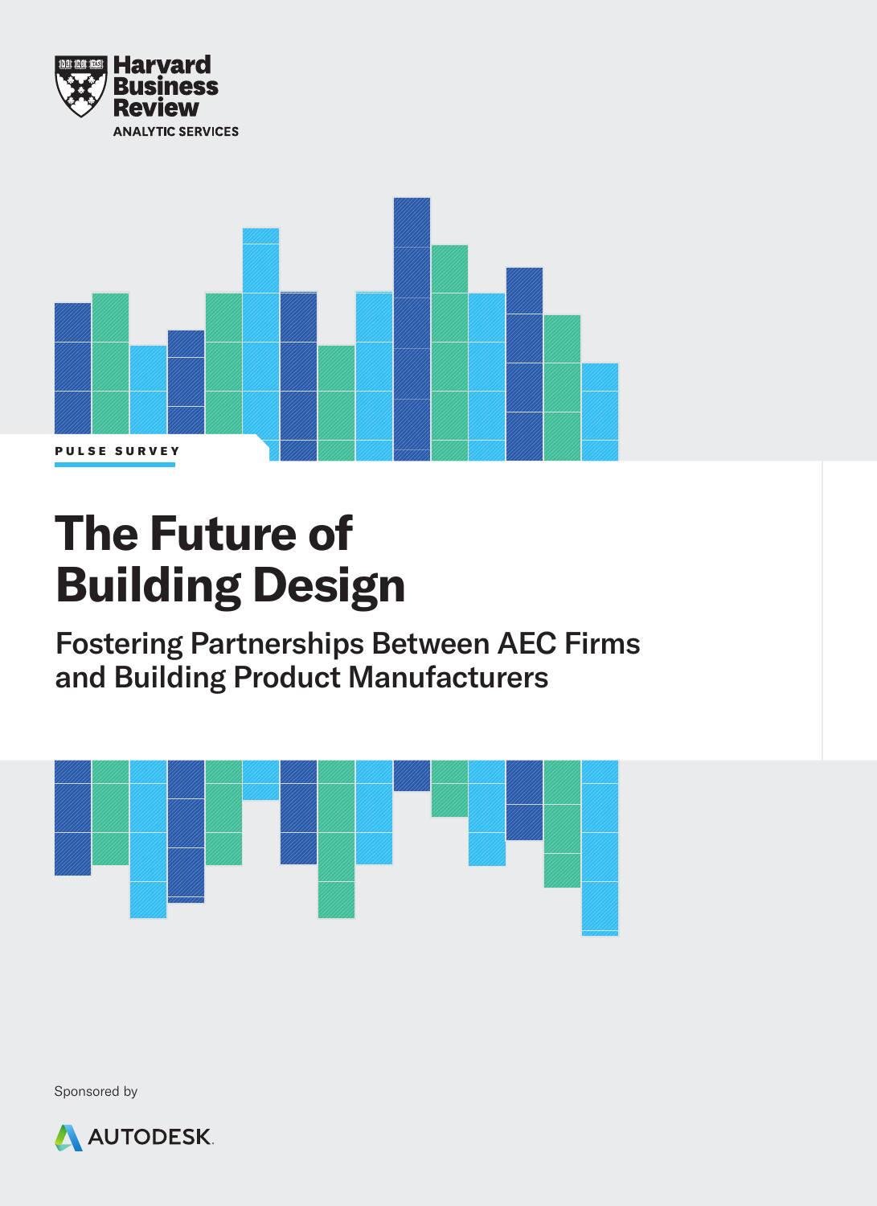Harvard Business Review

ANALYTIC SERVICES

PULSE SURVEY

# The Future of Building Design

## Fostering Partnerships Between AEC Firms and Building Product Manufacturers

Sponsored by

AUTODESK.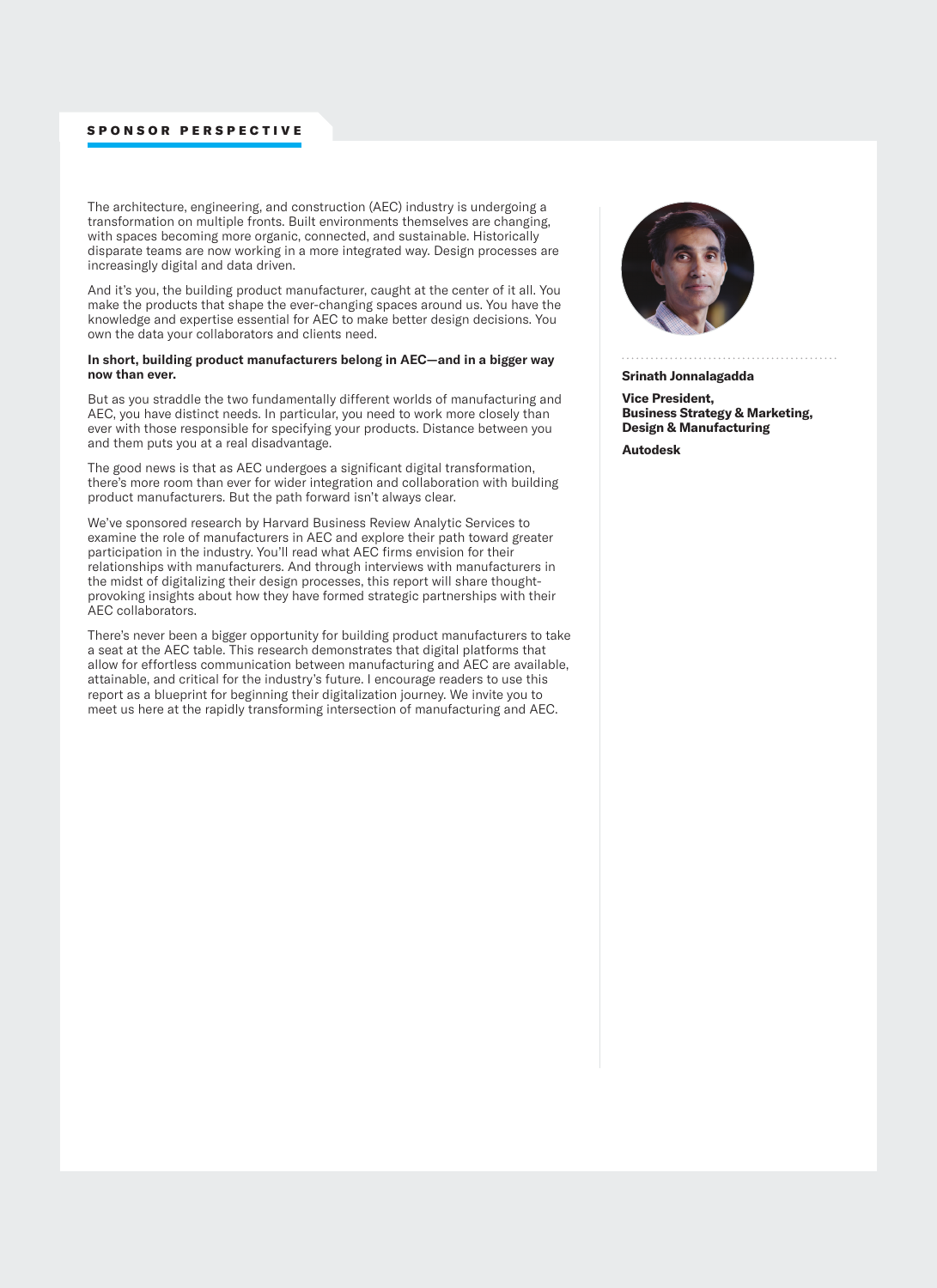## SPONSOR PERSPECTIVE

The architecture, engineering, and construction (AEC) industry is undergoing a transformation on multiple fronts. Built environments themselves are changing, with spaces becoming more organic, connected, and sustainable. Historically disparate teams are now working in a more integrated way. Design processes are increasingly digital and data driven.

And it's you, the building product manufacturer, caught at the center of it all. You make the products that shape the ever-changing spaces around us. You have the knowledge and expertise essential for AEC to make better design decisions. You own the data your collaborators and clients need.

**In short, building product manufacturers belong in AEC—and in a bigger way now than ever.**

But as you straddle the two fundamentally different worlds of manufacturing and AEC, you have distinct needs. In particular, you need to work more closely than ever with those responsible for specifying your products. Distance between you and them puts you at a real disadvantage.

The good news is that as AEC undergoes a significant digital transformation, there's more room than ever for wider integration and collaboration with building product manufacturers. But the path forward isn't always clear.

We've sponsored research by Harvard Business Review Analytic Services to examine the role of manufacturers in AEC and explore their path toward greater participation in the industry. You'll read what AEC firms envision for their relationships with manufacturers. And through interviews with manufacturers in the midst of digitalizing their design processes, this report will share thought-provoking insights about how they have formed strategic partnerships with their AEC collaborators.

There's never been a bigger opportunity for building product manufacturers to take a seat at the AEC table. This research demonstrates that digital platforms that allow for effortless communication between manufacturing and AEC are available, attainable, and critical for the industry's future. I encourage readers to use this report as a blueprint for beginning their digitalization journey. We invite you to meet us here at the rapidly transforming intersection of manufacturing and AEC.

**Srinath Jonnalagadda**

**Vice President,**
**Business Strategy & Marketing,**
**Design & Manufacturing**

**Autodesk**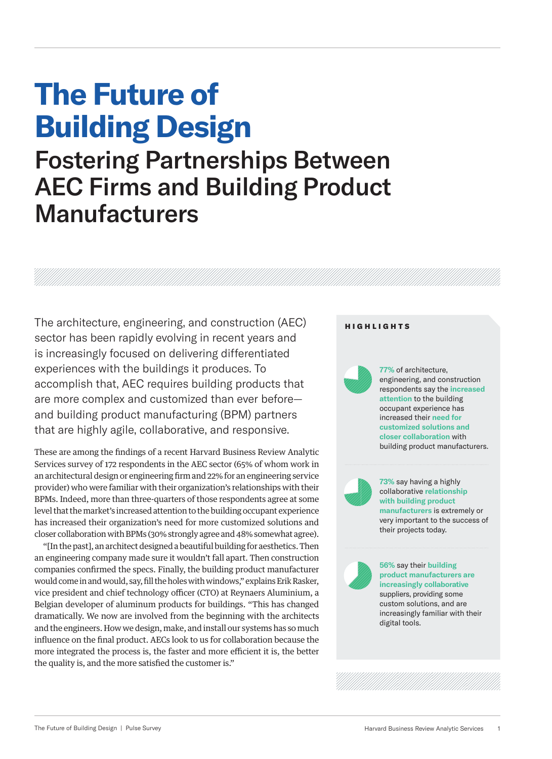# The Future of Building Design

## Fostering Partnerships Between AEC Firms and Building Product Manufacturers

The architecture, engineering, and construction (AEC) sector has been rapidly evolving in recent years and is increasingly focused on delivering differentiated experiences with the buildings it produces. To accomplish that, AEC requires building products that are more complex and customized than ever before—and building product manufacturing (BPM) partners that are highly agile, collaborative, and responsive.

These are among the findings of a recent Harvard Business Review Analytic Services survey of 172 respondents in the AEC sector (65% of whom work in an architectural design or engineering firm and 22% for an engineering service provider) who were familiar with their organization's relationships with their BPMs. Indeed, more than three-quarters of those respondents agree at some level that the market's increased attention to the building occupant experience has increased their organization's need for more customized solutions and closer collaboration with BPMs (30% strongly agree and 48% somewhat agree).

"[In the past], an architect designed a beautiful building for aesthetics. Then an engineering company made sure it wouldn't fall apart. Then construction companies confirmed the specs. Finally, the building product manufacturer would come in and would, say, fill the holes with windows," explains Erik Rasker, vice president and chief technology officer (CTO) at Reynaers Aluminium, a Belgian developer of aluminum products for buildings. "This has changed dramatically. We now are involved from the beginning with the architects and the engineers. How we design, make, and install our systems has so much influence on the final product. AECs look to us for collaboration because the more integrated the process is, the faster and more efficient it is, the better the quality is, and the more satisfied the customer is."

### HIGHLIGHTS

**77%** of architecture, engineering, and construction respondents say the **increased attention** to the building occupant experience has increased their **need for customized solutions and closer collaboration** with building product manufacturers.

**73%** say having a highly collaborative **relationship with building product manufacturers** is extremely or very important to the success of their projects today.

**56%** say their **building product manufacturers are increasingly collaborative** suppliers, providing some custom solutions, and are increasingly familiar with their digital tools.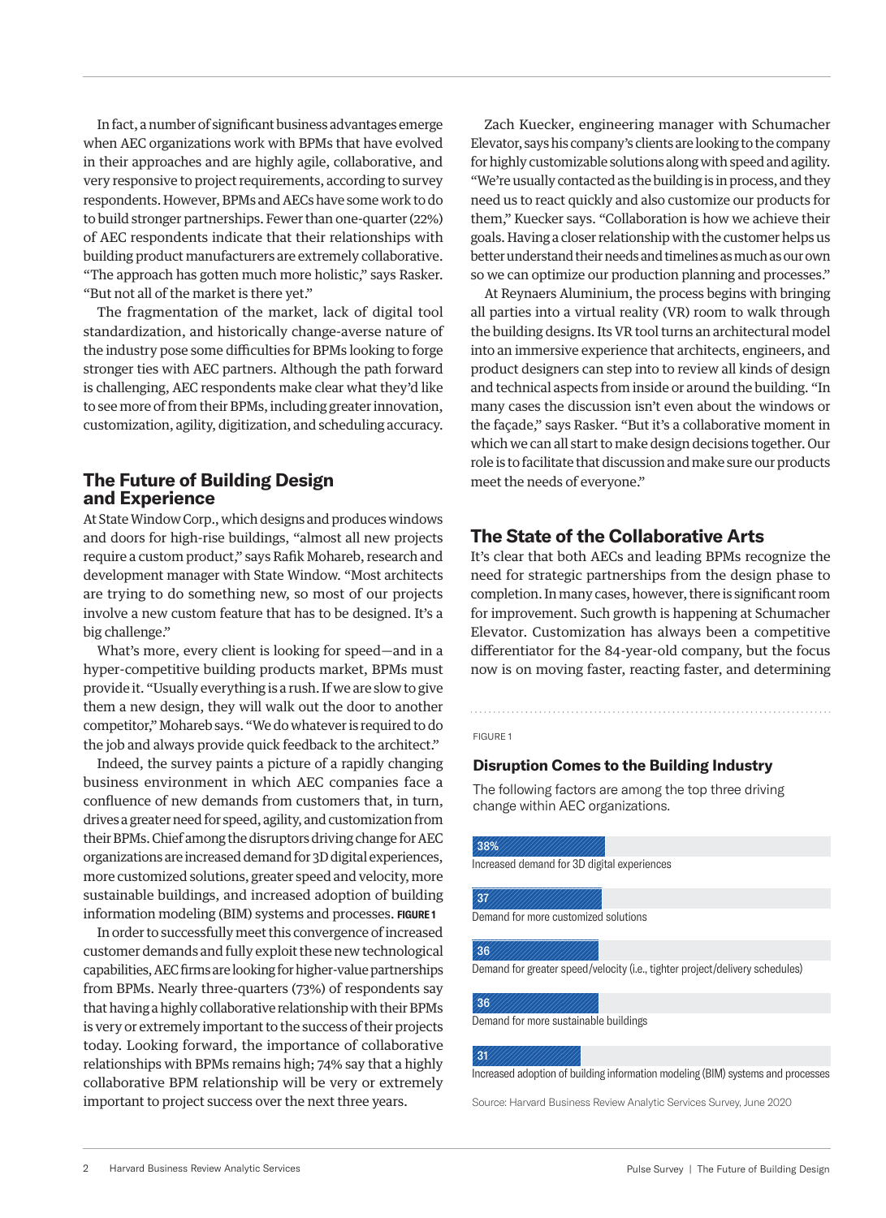In fact, a number of significant business advantages emerge when AEC organizations work with BPMs that have evolved in their approaches and are highly agile, collaborative, and very responsive to project requirements, according to survey respondents. However, BPMs and AECs have some work to do to build stronger partnerships. Fewer than one-quarter (22%) of AEC respondents indicate that their relationships with building product manufacturers are extremely collaborative. "The approach has gotten much more holistic," says Rasker. "But not all of the market is there yet."

The fragmentation of the market, lack of digital tool standardization, and historically change-averse nature of the industry pose some difficulties for BPMs looking to forge stronger ties with AEC partners. Although the path forward is challenging, AEC respondents make clear what they'd like to see more of from their BPMs, including greater innovation, customization, agility, digitization, and scheduling accuracy.

## The Future of Building Design and Experience

At State Window Corp., which designs and produces windows and doors for high-rise buildings, "almost all new projects require a custom product," says Rafik Mohareb, research and development manager with State Window. "Most architects are trying to do something new, so most of our projects involve a new custom feature that has to be designed. It's a big challenge."

What's more, every client is looking for speed—and in a hyper-competitive building products market, BPMs must provide it. "Usually everything is a rush. If we are slow to give them a new design, they will walk out the door to another competitor," Mohareb says. "We do whatever is required to do the job and always provide quick feedback to the architect."

Indeed, the survey paints a picture of a rapidly changing business environment in which AEC companies face a confluence of new demands from customers that, in turn, drives a greater need for speed, agility, and customization from their BPMs. Chief among the disruptors driving change for AEC organizations are increased demand for 3D digital experiences, more customized solutions, greater speed and velocity, more sustainable buildings, and increased adoption of building information modeling (BIM) systems and processes. **FIGURE 1**

In order to successfully meet this convergence of increased customer demands and fully exploit these new technological capabilities, AEC firms are looking for higher-value partnerships from BPMs. Nearly three-quarters (73%) of respondents say that having a highly collaborative relationship with their BPMs is very or extremely important to the success of their projects today. Looking forward, the importance of collaborative relationships with BPMs remains high; 74% say that a highly collaborative BPM relationship will be very or extremely important to project success over the next three years.

Zach Kuecker, engineering manager with Schumacher Elevator, says his company's clients are looking to the company for highly customizable solutions along with speed and agility. "We're usually contacted as the building is in process, and they need us to react quickly and also customize our products for them," Kuecker says. "Collaboration is how we achieve their goals. Having a closer relationship with the customer helps us better understand their needs and timelines as much as our own so we can optimize our production planning and processes."

At Reynaers Aluminium, the process begins with bringing all parties into a virtual reality (VR) room to walk through the building designs. Its VR tool turns an architectural model into an immersive experience that architects, engineers, and product designers can step into to review all kinds of design and technical aspects from inside or around the building. "In many cases the discussion isn't even about the windows or the façade," says Rasker. "But it's a collaborative moment in which we can all start to make design decisions together. Our role is to facilitate that discussion and make sure our products meet the needs of everyone."

## The State of the Collaborative Arts

It's clear that both AECs and leading BPMs recognize the need for strategic partnerships from the design phase to completion. In many cases, however, there is significant room for improvement. Such growth is happening at Schumacher Elevator. Customization has always been a competitive differentiator for the 84-year-old company, but the focus now is on moving faster, reacting faster, and determining

FIGURE 1

### Disruption Comes to the Building Industry

The following factors are among the top three driving change within AEC organizations.

| Factor | % |
| --- | --- |
| Increased demand for 3D digital experiences | 38% |
| Demand for more customized solutions | 37 |
| Demand for greater speed/velocity (i.e., tighter project/delivery schedules) | 36 |
| Demand for more sustainable buildings | 36 |
| Increased adoption of building information modeling (BIM) systems and processes | 31 |

Source: Harvard Business Review Analytic Services Survey, June 2020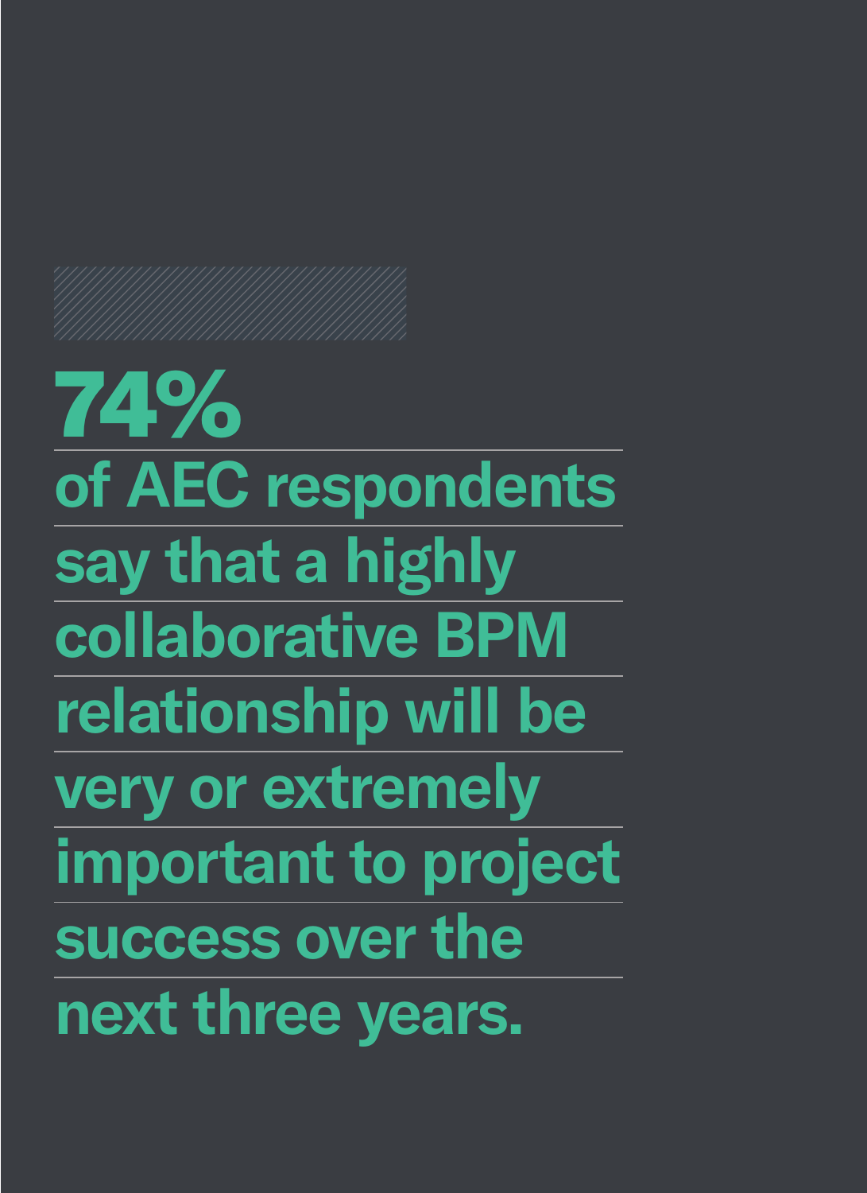# 74%

**of AEC respondents say that a highly collaborative BPM relationship will be very or extremely important to project success over the next three years.**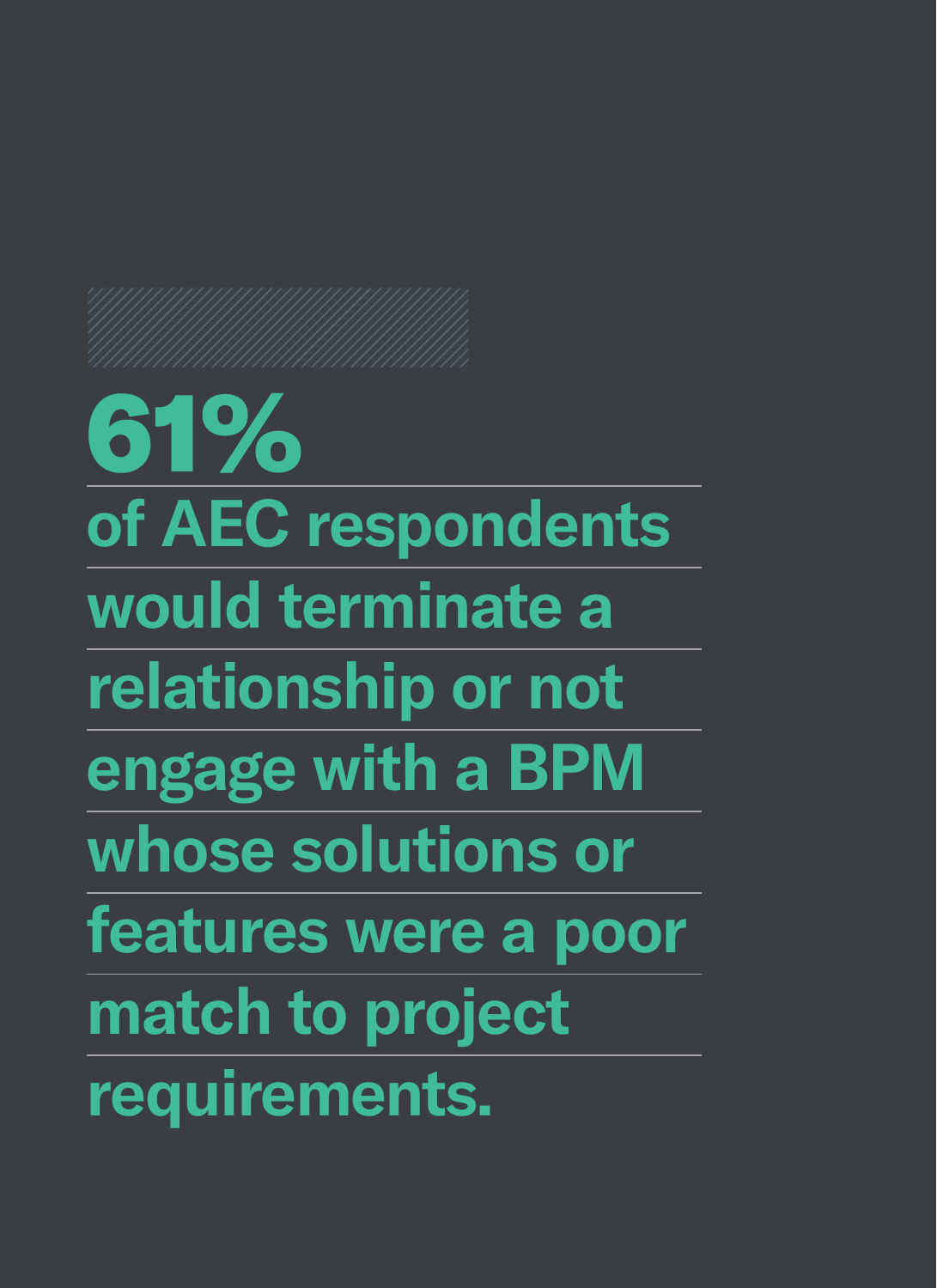# 61%

**of AEC respondents would terminate a relationship or not engage with a BPM whose solutions or features were a poor match to project requirements.**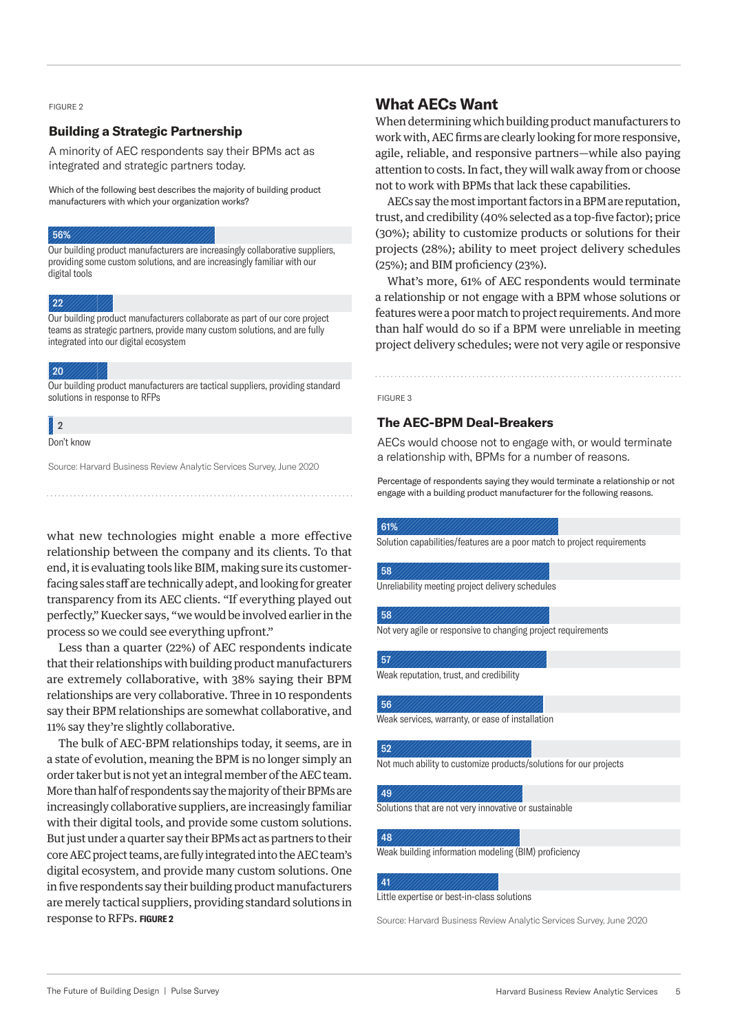FIGURE 2

### Building a Strategic Partnership

A minority of AEC respondents say their BPMs act as integrated and strategic partners today.

Which of the following best describes the majority of building product manufacturers with which your organization works?

56%
Our building product manufacturers are increasingly collaborative suppliers, providing some custom solutions, and are increasingly familiar with our digital tools

22
Our building product manufacturers collaborate as part of our core project teams as strategic partners, provide many custom solutions, and are fully integrated into our digital ecosystem

20
Our building product manufacturers are tactical suppliers, providing standard solutions in response to RFPs

2
Don't know

Source: Harvard Business Review Analytic Services Survey, June 2020

what new technologies might enable a more effective relationship between the company and its clients. To that end, it is evaluating tools like BIM, making sure its customer-facing sales staff are technically adept, and looking for greater transparency from its AEC clients. "If everything played out perfectly," Kuecker says, "we would be involved earlier in the process so we could see everything upfront."

Less than a quarter (22%) of AEC respondents indicate that their relationships with building product manufacturers are extremely collaborative, with 38% saying their BPM relationships are very collaborative. Three in 10 respondents say their BPM relationships are somewhat collaborative, and 11% say they're slightly collaborative.

The bulk of AEC-BPM relationships today, it seems, are in a state of evolution, meaning the BPM is no longer simply an order taker but is not yet an integral member of the AEC team. More than half of respondents say the majority of their BPMs are increasingly collaborative suppliers, are increasingly familiar with their digital tools, and provide some custom solutions. But just under a quarter say their BPMs act as partners to their core AEC project teams, are fully integrated into the AEC team's digital ecosystem, and provide many custom solutions. One in five respondents say their building product manufacturers are merely tactical suppliers, providing standard solutions in response to RFPs. **FIGURE 2**

## What AECs Want

When determining which building product manufacturers to work with, AEC firms are clearly looking for more responsive, agile, reliable, and responsive partners—while also paying attention to costs. In fact, they will walk away from or choose not to work with BPMs that lack these capabilities.

AECs say the most important factors in a BPM are reputation, trust, and credibility (40% selected as a top-five factor); price (30%); ability to customize products or solutions for their projects (28%); ability to meet project delivery schedules (25%); and BIM proficiency (23%).

What's more, 61% of AEC respondents would terminate a relationship or not engage with a BPM whose solutions or features were a poor match to project requirements. And more than half would do so if a BPM were unreliable in meeting project delivery schedules; were not very agile or responsive

FIGURE 3

### The AEC-BPM Deal-Breakers

AECs would choose not to engage with, or would terminate a relationship with, BPMs for a number of reasons.

Percentage of respondents saying they would terminate a relationship or not engage with a building product manufacturer for the following reasons.

61%
Solution capabilities/features are a poor match to project requirements

58
Unreliability meeting project delivery schedules

58
Not very agile or responsive to changing project requirements

57
Weak reputation, trust, and credibility

56
Weak services, warranty, or ease of installation

52
Not much ability to customize products/solutions for our projects

49
Solutions that are not very innovative or sustainable

48
Weak building information modeling (BIM) proficiency

41
Little expertise or best-in-class solutions

Source: Harvard Business Review Analytic Services Survey, June 2020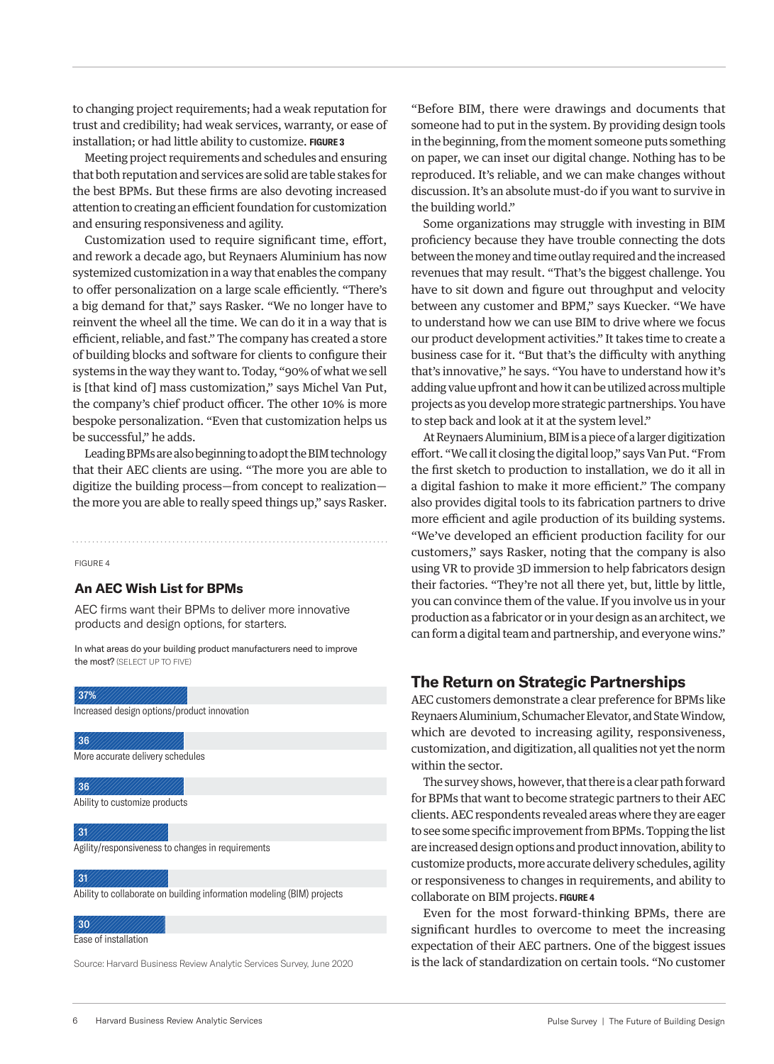to changing project requirements; had a weak reputation for trust and credibility; had weak services, warranty, or ease of installation; or had little ability to customize. **FIGURE 3**

Meeting project requirements and schedules and ensuring that both reputation and services are solid are table stakes for the best BPMs. But these firms are also devoting increased attention to creating an efficient foundation for customization and ensuring responsiveness and agility.

Customization used to require significant time, effort, and rework a decade ago, but Reynaers Aluminium has now systemized customization in a way that enables the company to offer personalization on a large scale efficiently. "There's a big demand for that," says Rasker. "We no longer have to reinvent the wheel all the time. We can do it in a way that is efficient, reliable, and fast." The company has created a store of building blocks and software for clients to configure their systems in the way they want to. Today, "90% of what we sell is [that kind of] mass customization," says Michel Van Put, the company's chief product officer. The other 10% is more bespoke personalization. "Even that customization helps us be successful," he adds.

Leading BPMs are also beginning to adopt the BIM technology that their AEC clients are using. "The more you are able to digitize the building process—from concept to realization—the more you are able to really speed things up," says Rasker.

FIGURE 4

### An AEC Wish List for BPMs

AEC firms want their BPMs to deliver more innovative products and design options, for starters.

In what areas do your building product manufacturers need to improve the most? (SELECT UP TO FIVE)

| Area | % |
|---|---|
| Increased design options/product innovation | 37% |
| More accurate delivery schedules | 36 |
| Ability to customize products | 36 |
| Agility/responsiveness to changes in requirements | 31 |
| Ability to collaborate on building information modeling (BIM) projects | 31 |
| Ease of installation | 30 |

Source: Harvard Business Review Analytic Services Survey, June 2020

"Before BIM, there were drawings and documents that someone had to put in the system. By providing design tools in the beginning, from the moment someone puts something on paper, we can inset our digital change. Nothing has to be reproduced. It's reliable, and we can make changes without discussion. It's an absolute must-do if you want to survive in the building world."

Some organizations may struggle with investing in BIM proficiency because they have trouble connecting the dots between the money and time outlay required and the increased revenues that may result. "That's the biggest challenge. You have to sit down and figure out throughput and velocity between any customer and BPM," says Kuecker. "We have to understand how we can use BIM to drive where we focus our product development activities." It takes time to create a business case for it. "But that's the difficulty with anything that's innovative," he says. "You have to understand how it's adding value upfront and how it can be utilized across multiple projects as you develop more strategic partnerships. You have to step back and look at it at the system level."

At Reynaers Aluminium, BIM is a piece of a larger digitization effort. "We call it closing the digital loop," says Van Put. "From the first sketch to production to installation, we do it all in a digital fashion to make it more efficient." The company also provides digital tools to its fabrication partners to drive more efficient and agile production of its building systems. "We've developed an efficient production facility for our customers," says Rasker, noting that the company is also using VR to provide 3D immersion to help fabricators design their factories. "They're not all there yet, but, little by little, you can convince them of the value. If you involve us in your production as a fabricator or in your design as an architect, we can form a digital team and partnership, and everyone wins."

## The Return on Strategic Partnerships

AEC customers demonstrate a clear preference for BPMs like Reynaers Aluminium, Schumacher Elevator, and State Window, which are devoted to increasing agility, responsiveness, customization, and digitization, all qualities not yet the norm within the sector.

The survey shows, however, that there is a clear path forward for BPMs that want to become strategic partners to their AEC clients. AEC respondents revealed areas where they are eager to see some specific improvement from BPMs. Topping the list are increased design options and product innovation, ability to customize products, more accurate delivery schedules, agility or responsiveness to changes in requirements, and ability to collaborate on BIM projects. **FIGURE 4**

Even for the most forward-thinking BPMs, there are significant hurdles to overcome to meet the increasing expectation of their AEC partners. One of the biggest issues is the lack of standardization on certain tools. "No customer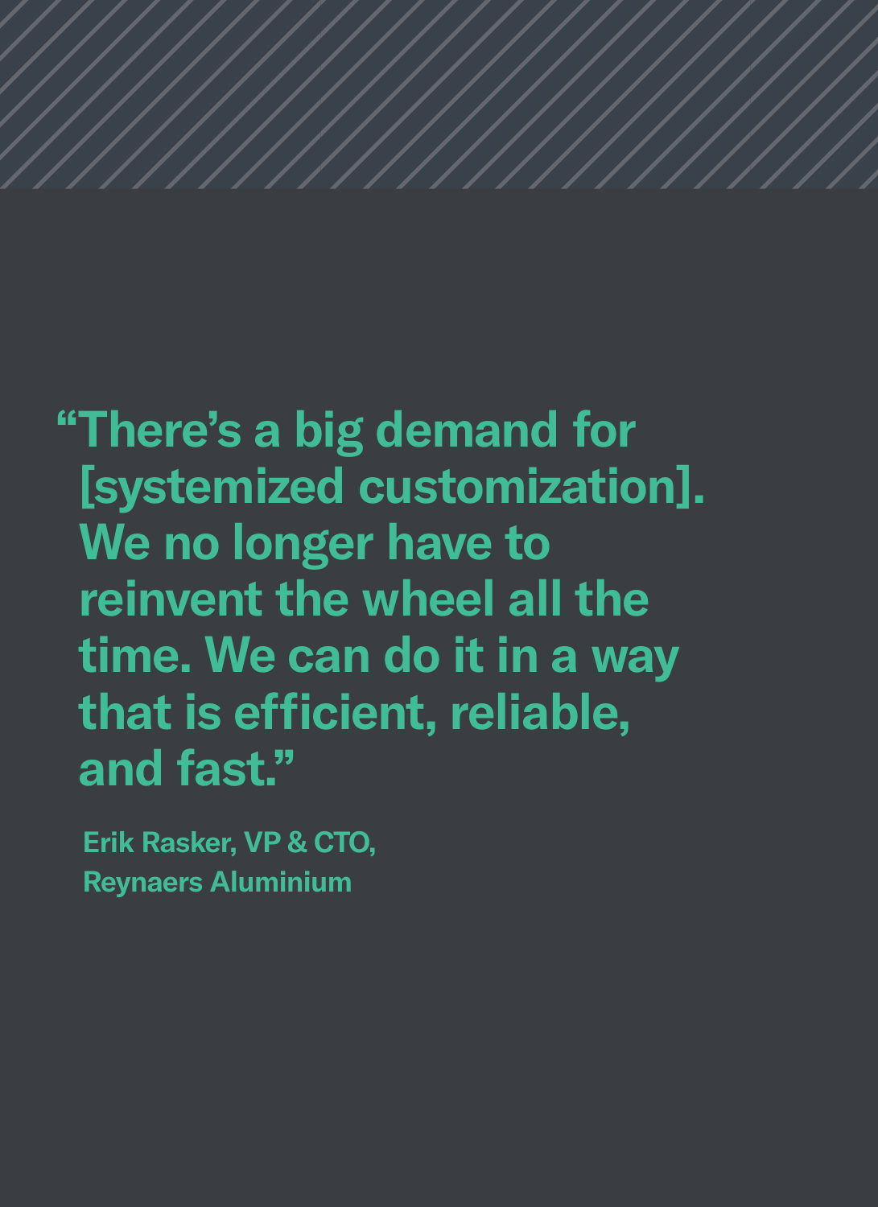**“There’s a big demand for [systemized customization]. We no longer have to reinvent the wheel all the time. We can do it in a way that is efficient, reliable, and fast.”**

**Erik Rasker, VP & CTO,**
**Reynaers Aluminium**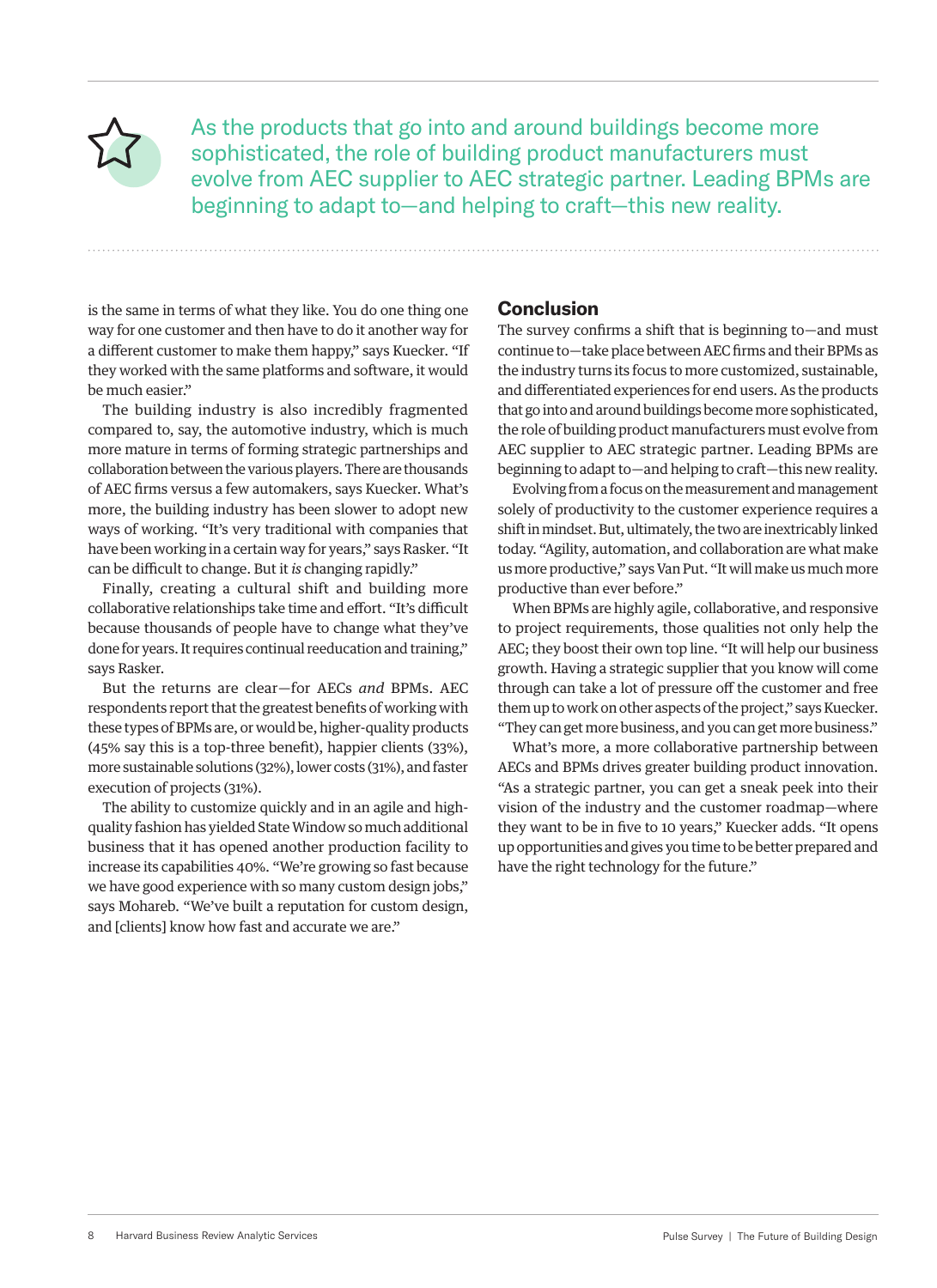> As the products that go into and around buildings become more sophisticated, the role of building product manufacturers must evolve from AEC supplier to AEC strategic partner. Leading BPMs are beginning to adapt to—and helping to craft—this new reality.

is the same in terms of what they like. You do one thing one way for one customer and then have to do it another way for a different customer to make them happy," says Kuecker. "If they worked with the same platforms and software, it would be much easier."

The building industry is also incredibly fragmented compared to, say, the automotive industry, which is much more mature in terms of forming strategic partnerships and collaboration between the various players. There are thousands of AEC firms versus a few automakers, says Kuecker. What's more, the building industry has been slower to adopt new ways of working. "It's very traditional with companies that have been working in a certain way for years," says Rasker. "It can be difficult to change. But it *is* changing rapidly."

Finally, creating a cultural shift and building more collaborative relationships take time and effort. "It's difficult because thousands of people have to change what they've done for years. It requires continual reeducation and training," says Rasker.

But the returns are clear—for AECs *and* BPMs. AEC respondents report that the greatest benefits of working with these types of BPMs are, or would be, higher-quality products (45% say this is a top-three benefit), happier clients (33%), more sustainable solutions (32%), lower costs (31%), and faster execution of projects (31%).

The ability to customize quickly and in an agile and high-quality fashion has yielded State Window so much additional business that it has opened another production facility to increase its capabilities 40%. "We're growing so fast because we have good experience with so many custom design jobs," says Mohareb. "We've built a reputation for custom design, and [clients] know how fast and accurate we are."

## Conclusion

The survey confirms a shift that is beginning to—and must continue to—take place between AEC firms and their BPMs as the industry turns its focus to more customized, sustainable, and differentiated experiences for end users. As the products that go into and around buildings become more sophisticated, the role of building product manufacturers must evolve from AEC supplier to AEC strategic partner. Leading BPMs are beginning to adapt to—and helping to craft—this new reality.

Evolving from a focus on the measurement and management solely of productivity to the customer experience requires a shift in mindset. But, ultimately, the two are inextricably linked today. "Agility, automation, and collaboration are what make us more productive," says Van Put. "It will make us much more productive than ever before."

When BPMs are highly agile, collaborative, and responsive to project requirements, those qualities not only help the AEC; they boost their own top line. "It will help our business growth. Having a strategic supplier that you know will come through can take a lot of pressure off the customer and free them up to work on other aspects of the project," says Kuecker. "They can get more business, and you can get more business."

What's more, a more collaborative partnership between AECs and BPMs drives greater building product innovation. "As a strategic partner, you can get a sneak peek into their vision of the industry and the customer roadmap—where they want to be in five to 10 years," Kuecker adds. "It opens up opportunities and gives you time to be better prepared and have the right technology for the future."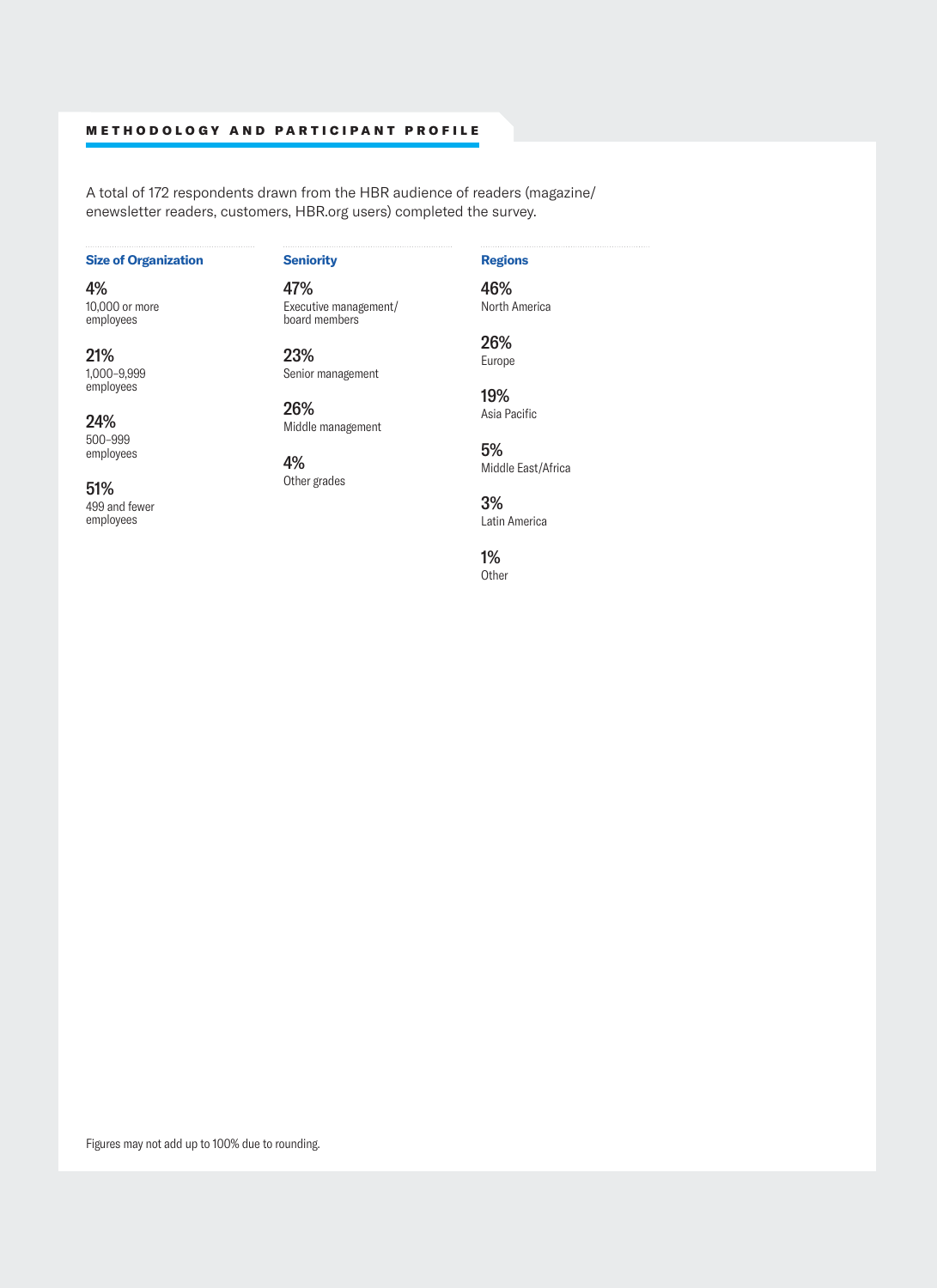## METHODOLOGY AND PARTICIPANT PROFILE

A total of 172 respondents drawn from the HBR audience of readers (magazine/enewsletter readers, customers, HBR.org users) completed the survey.

### Size of Organization

**4%**
10,000 or more employees

**21%**
1,000–9,999 employees

**24%**
500–999 employees

**51%**
499 and fewer employees

### Seniority

**47%**
Executive management/board members

**23%**
Senior management

**26%**
Middle management

**4%**
Other grades

### Regions

**46%**
North America

**26%**
Europe

**19%**
Asia Pacific

**5%**
Middle East/Africa

**3%**
Latin America

**1%**
Other

Figures may not add up to 100% due to rounding.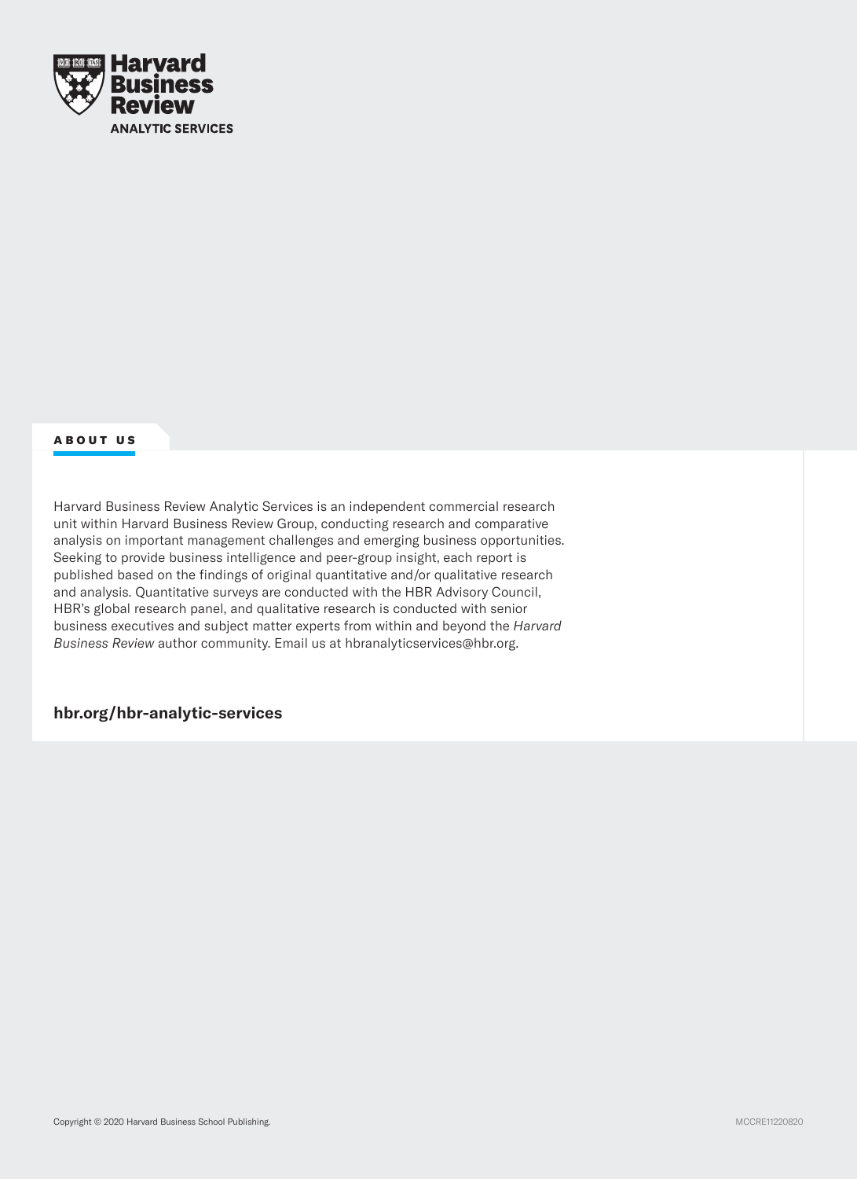Harvard Business Review

ANALYTIC SERVICES

## ABOUT US

Harvard Business Review Analytic Services is an independent commercial research unit within Harvard Business Review Group, conducting research and comparative analysis on important management challenges and emerging business opportunities. Seeking to provide business intelligence and peer-group insight, each report is published based on the findings of original quantitative and/or qualitative research and analysis. Quantitative surveys are conducted with the HBR Advisory Council, HBR's global research panel, and qualitative research is conducted with senior business executives and subject matter experts from within and beyond the *Harvard Business Review* author community. Email us at hbranalyticservices@hbr.org.

**hbr.org/hbr-analytic-services**

Copyright © 2020 Harvard Business School Publishing.

MCCRE11220820